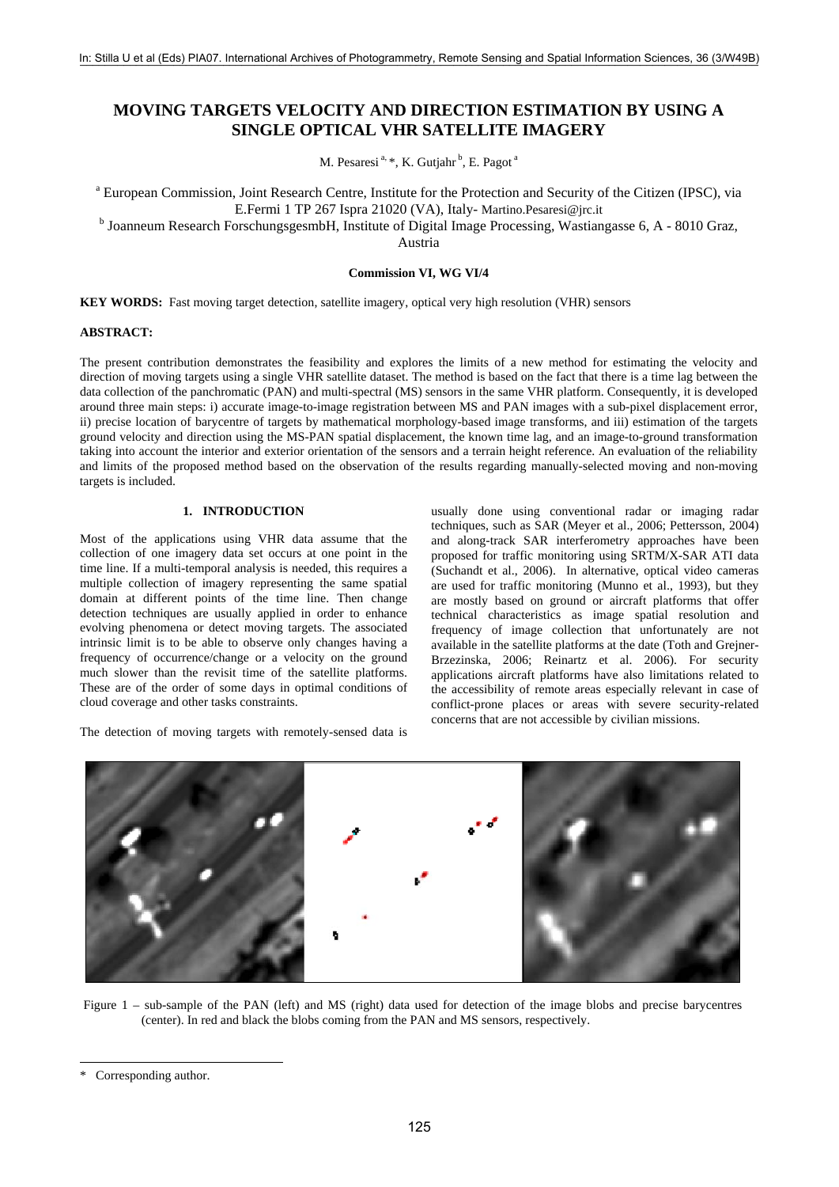# MOVING TARGETS VELOCITY AND DIRECTION ESTIMATION BY USING A SINGLE OPTICAL VHR SATELLITE IMAGERY

M. Pesaresi [a, *], K. Gutjahr [b], E. Pagot [a]

[a] European Commission, Joint Research Centre, Institute for the Protection and Security of the Citizen (IPSC), via E.Fermi 1 TP 267 Ispra 21020 (VA), Italy- Martino.Pesaresi@jrc.it

[b] Joanneum Research ForschungsgesmbH, Institute of Digital Image Processing, Wastiangasse 6, A - 8010 Graz, Austria

**Commission VI, WG VI/4**

**KEY WORDS:** Fast moving target detection, satellite imagery, optical very high resolution (VHR) sensors

**ABSTRACT:**

The present contribution demonstrates the feasibility and explores the limits of a new method for estimating the velocity and direction of moving targets using a single VHR satellite dataset. The method is based on the fact that there is a time lag between the data collection of the panchromatic (PAN) and multi-spectral (MS) sensors in the same VHR platform. Consequently, it is developed around three main steps: i) accurate image-to-image registration between MS and PAN images with a sub-pixel displacement error, ii) precise location of barycentre of targets by mathematical morphology-based image transforms, and iii) estimation of the targets ground velocity and direction using the MS-PAN spatial displacement, the known time lag, and an image-to-ground transformation taking into account the interior and exterior orientation of the sensors and a terrain height reference. An evaluation of the reliability and limits of the proposed method based on the observation of the results regarding manually-selected moving and non-moving targets is included.

## 1. INTRODUCTION

Most of the applications using VHR data assume that the collection of one imagery data set occurs at one point in the time line. If a multi-temporal analysis is needed, this requires a multiple collection of imagery representing the same spatial domain at different points of the time line. Then change detection techniques are usually applied in order to enhance evolving phenomena or detect moving targets. The associated intrinsic limit is to be able to observe only changes having a frequency of occurrence/change or a velocity on the ground much slower than the revisit time of the satellite platforms. These are of the order of some days in optimal conditions of cloud coverage and other tasks constraints.

The detection of moving targets with remotely-sensed data is usually done using conventional radar or imaging radar techniques, such as SAR (Meyer et al., 2006; Pettersson, 2004) and along-track SAR interferometry approaches have been proposed for traffic monitoring using SRTM/X-SAR ATI data (Suchandt et al., 2006). In alternative, optical video cameras are used for traffic monitoring (Munno et al., 1993), but they are mostly based on ground or aircraft platforms that offer technical characteristics as image spatial resolution and frequency of image collection that unfortunately are not available in the satellite platforms at the date (Toth and Grejner-Brzezinska, 2006; Reinartz et al. 2006). For security applications aircraft platforms have also limitations related to the accessibility of remote areas especially relevant in case of conflict-prone places or areas with severe security-related concerns that are not accessible by civilian missions.

Figure 1 – sub-sample of the PAN (left) and MS (right) data used for detection of the image blobs and precise barycentres (center). In red and black the blobs coming from the PAN and MS sensors, respectively.

* Corresponding author.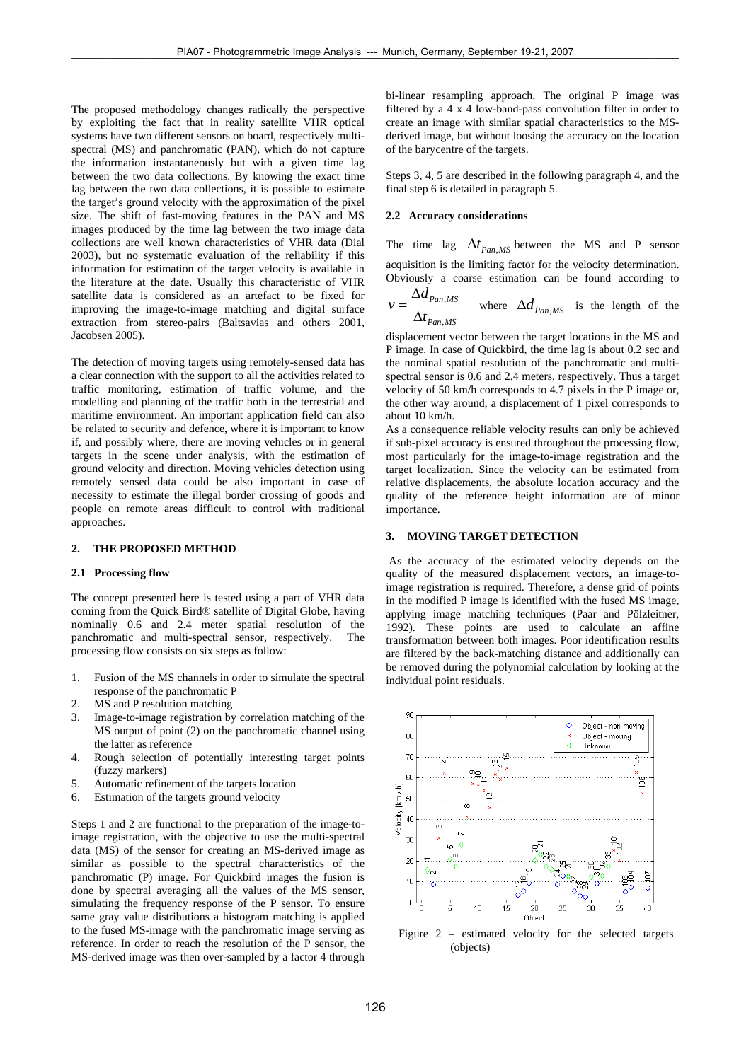The proposed methodology changes radically the perspective by exploiting the fact that in reality satellite VHR optical systems have two different sensors on board, respectively multi-spectral (MS) and panchromatic (PAN), which do not capture the information instantaneously but with a given time lag between the two data collections. By knowing the exact time lag between the two data collections, it is possible to estimate the target's ground velocity with the approximation of the pixel size. The shift of fast-moving features in the PAN and MS images produced by the time lag between the two image data collections are well known characteristics of VHR data (Dial 2003), but no systematic evaluation of the reliability if this information for estimation of the target velocity is available in the literature at the date. Usually this characteristic of VHR satellite data is considered as an artefact to be fixed for improving the image-to-image matching and digital surface extraction from stereo-pairs (Baltsavias and others 2001, Jacobsen 2005).

The detection of moving targets using remotely-sensed data has a clear connection with the support to all the activities related to traffic monitoring, estimation of traffic volume, and the modelling and planning of the traffic both in the terrestrial and maritime environment. An important application field can also be related to security and defence, where it is important to know if, and possibly where, there are moving vehicles or in general targets in the scene under analysis, with the estimation of ground velocity and direction. Moving vehicles detection using remotely sensed data could be also important in case of necessity to estimate the illegal border crossing of goods and people on remote areas difficult to control with traditional approaches.

## 2. THE PROPOSED METHOD

### 2.1 Processing flow

The concept presented here is tested using a part of VHR data coming from the Quick Bird® satellite of Digital Globe, having nominally 0.6 and 2.4 meter spatial resolution of the panchromatic and multi-spectral sensor, respectively. The processing flow consists on six steps as follow:

1. Fusion of the MS channels in order to simulate the spectral response of the panchromatic P
2. MS and P resolution matching
3. Image-to-image registration by correlation matching of the MS output of point (2) on the panchromatic channel using the latter as reference
4. Rough selection of potentially interesting target points (fuzzy markers)
5. Automatic refinement of the targets location
6. Estimation of the targets ground velocity

Steps 1 and 2 are functional to the preparation of the image-to-image registration, with the objective to use the multi-spectral data (MS) of the sensor for creating an MS-derived image as similar as possible to the spectral characteristics of the panchromatic (P) image. For Quickbird images the fusion is done by spectral averaging all the values of the MS sensor, simulating the frequency response of the P sensor. To ensure same gray value distributions a histogram matching is applied to the fused MS-image with the panchromatic image serving as reference. In order to reach the resolution of the P sensor, the MS-derived image was then over-sampled by a factor 4 through bi-linear resampling approach. The original P image was filtered by a 4 x 4 low-band-pass convolution filter in order to create an image with similar spatial characteristics to the MS-derived image, but without loosing the accuracy on the location of the barycentre of the targets.

Steps 3, 4, 5 are described in the following paragraph 4, and the final step 6 is detailed in paragraph 5.

### 2.2 Accuracy considerations

The time lag $\Delta t_{Pan,MS}$ between the MS and P sensor acquisition is the limiting factor for the velocity determination. Obviously a coarse estimation can be found according to $v = \frac{\Delta d_{Pan,MS}}{\Delta t_{Pan,MS}}$ where $\Delta d_{Pan,MS}$ is the length of the displacement vector between the target locations in the MS and P image. In case of Quickbird, the time lag is about 0.2 sec and the nominal spatial resolution of the panchromatic and multi-spectral sensor is 0.6 and 2.4 meters, respectively. Thus a target velocity of 50 km/h corresponds to 4.7 pixels in the P image or, the other way around, a displacement of 1 pixel corresponds to about 10 km/h.

As a consequence reliable velocity results can only be achieved if sub-pixel accuracy is ensured throughout the processing flow, most particularly for the image-to-image registration and the target localization. Since the velocity can be estimated from relative displacements, the absolute location accuracy and the quality of the reference height information are of minor importance.

## 3. MOVING TARGET DETECTION

As the accuracy of the estimated velocity depends on the quality of the measured displacement vectors, an image-to-image registration is required. Therefore, a dense grid of points in the modified P image is identified with the fused MS image, applying image matching techniques (Paar and Pölzleitner, 1992). These points are used to calculate an affine transformation between both images. Poor identification results are filtered by the back-matching distance and additionally can be removed during the polynomial calculation by looking at the individual point residuals.

Figure 2 – estimated velocity for the selected targets (objects)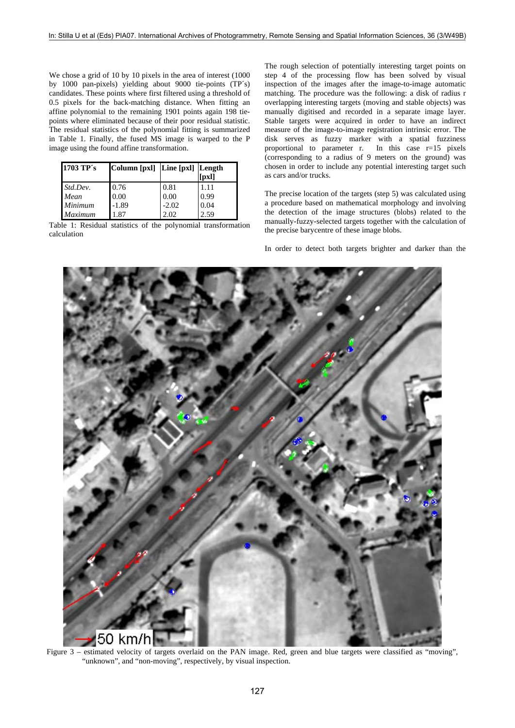We chose a grid of 10 by 10 pixels in the area of interest (1000 by 1000 pan-pixels) yielding about 9000 tie-points (TP´s) candidates. These points where first filtered using a threshold of 0.5 pixels for the back-matching distance. When fitting an affine polynomial to the remaining 1901 points again 198 tie-points where eliminated because of their poor residual statistic. The residual statistics of the polynomial fitting is summarized in Table 1. Finally, the fused MS image is warped to the P image using the found affine transformation.

| 1703 TP´s | Column [pxl] | Line [pxl] | Length [pxl] |
|---|---|---|---|
| *Std.Dev.* | 0.76 | 0.81 | 1.11 |
| *Mean* | 0.00 | 0.00 | 0.99 |
| *Minimum* | -1.89 | -2.02 | 0.04 |
| *Maximum* | 1.87 | 2.02 | 2.59 |

Table 1: Residual statistics of the polynomial transformation calculation

The rough selection of potentially interesting target points on step 4 of the processing flow has been solved by visual inspection of the images after the image-to-image automatic matching. The procedure was the following: a disk of radius r overlapping interesting targets (moving and stable objects) was manually digitised and recorded in a separate image layer. Stable targets were acquired in order to have an indirect measure of the image-to-image registration intrinsic error. The disk serves as fuzzy marker with a spatial fuzziness proportional to parameter r. In this case r=15 pixels (corresponding to a radius of 9 meters on the ground) was chosen in order to include any potential interesting target such as cars and/or trucks.

The precise location of the targets (step 5) was calculated using a procedure based on mathematical morphology and involving the detection of the image structures (blobs) related to the manually-fuzzy-selected targets together with the calculation of the precise barycentre of these image blobs.

In order to detect both targets brighter and darker than the

Figure 3 – estimated velocity of targets overlaid on the PAN image. Red, green and blue targets were classified as "moving", "unknown", and "non-moving", respectively, by visual inspection.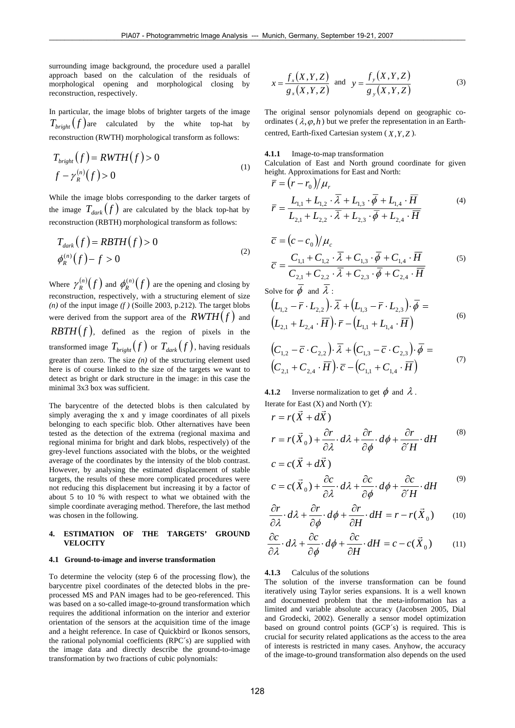surrounding image background, the procedure used a parallel approach based on the calculation of the residuals of morphological opening and morphological closing by reconstruction, respectively.

In particular, the image blobs of brighter targets of the image $T_{bright}(f)$ are calculated by the white top-hat by reconstruction (RWTH) morphological transform as follows:

$$
\begin{aligned}
&T_{bright}(f) = RWTH(f) > 0 \\
&f - \gamma_R^{(n)}(f) > 0
\end{aligned}
\tag{1}
$$

While the image blobs corresponding to the darker targets of the image $T_{dark}(f)$ are calculated by the black top-hat by reconstruction (RBTH) morphological transform as follows:

$$
\begin{aligned}
&T_{dark}(f) = RBTH(f) > 0 \\
&\phi_R^{(n)}(f) - f > 0
\end{aligned}
\tag{2}
$$

Where $\gamma_R^{(n)}(f)$ and $\phi_R^{(n)}(f)$ are the opening and closing by reconstruction, respectively, with a structuring element of size *(n)* of the input image *(f )* (Soille 2003, p.212). The target blobs were derived from the support area of the $RWTH(f)$ and $RBTH(f)$, defined as the region of pixels in the transformed image $T_{bright}(f)$ or $T_{dark}(f)$, having residuals greater than zero. The size *(n)* of the structuring element used here is of course linked to the size of the targets we want to detect as bright or dark structure in the image: in this case the minimal 3x3 box was sufficient.

The barycentre of the detected blobs is then calculated by simply averaging the x and y image coordinates of all pixels belonging to each specific blob. Other alternatives have been tested as the detection of the extrema (regional maxima and regional minima for bright and dark blobs, respectively) of the grey-level functions associated with the blobs, or the weighted average of the coordinates by the intensity of the blob contrast. However, by analysing the estimated displacement of stable targets, the results of these more complicated procedures were not reducing this displacement but increasing it by a factor of about 5 to 10 % with respect to what we obtained with the simple coordinate averaging method. Therefore, the last method was chosen in the following.

## 4. ESTIMATION OF THE TARGETS' GROUND VELOCITY

### 4.1 Ground-to-image and inverse transformation

To determine the velocity (step 6 of the processing flow), the barycentre pixel coordinates of the detected blobs in the pre-processed MS and PAN images had to be geo-referenced. This was based on a so-called image-to-ground transformation which requires the additional information on the interior and exterior orientation of the sensors at the acquisition time of the image and a height reference. In case of Quickbird or Ikonos sensors, the rational polynomial coefficients (RPC´s) are supplied with the image data and directly describe the ground-to-image transformation by two fractions of cubic polynomials:

$$
x = \frac{f_x(X,Y,Z)}{g_x(X,Y,Z)} \quad \text{and} \quad y = \frac{f_y(X,Y,Z)}{g_y(X,Y,Z)}
\tag{3}
$$

The original sensor polynomials depend on geographic co-ordinates ($\lambda, \varphi, h$) but we prefer the representation in an Earth-centred, Earth-fixed Cartesian system ($X, Y, Z$).

#### 4.1.1 Image-to-map transformation

Calculation of East and North ground coordinate for given height. Approximations for East and North:

$$
\begin{aligned}
&\bar{r} = (r - r_0)/\mu_r \\
&\bar{r} = \frac{L_{1,1} + L_{1,2}\cdot\bar{\lambda} + L_{1,3}\cdot\bar{\phi} + L_{1,4}\cdot\bar{H}}{L_{2,1} + L_{2,2}\cdot\bar{\lambda} + L_{2,3}\cdot\bar{\phi} + L_{2,4}\cdot\bar{H}}
\end{aligned}
\tag{4}
$$

$$
\begin{aligned}
&\bar{c} = (c - c_0)/\mu_c \\
&\bar{c} = \frac{C_{1,1} + C_{1,2}\cdot\bar{\lambda} + C_{1,3}\cdot\bar{\phi} + C_{1,4}\cdot\bar{H}}{C_{2,1} + C_{2,2}\cdot\bar{\lambda} + C_{2,3}\cdot\bar{\phi} + C_{2,4}\cdot\bar{H}}
\end{aligned}
\tag{5}
$$

Solve for $\bar{\phi}$ and $\bar{\lambda}$:

$$
\begin{aligned}
&\left(L_{1,2} - \bar{r}\cdot L_{2,2}\right)\cdot\bar{\lambda} + \left(L_{1,3} - \bar{r}\cdot L_{2,3}\right)\cdot\bar{\phi} = \\
&\left(L_{2,1} + L_{2,4}\cdot\bar{H}\right)\cdot\bar{r} - \left(L_{1,1} + L_{1,4}\cdot\bar{H}\right)
\end{aligned}
\tag{6}
$$

$$
\begin{aligned}
&\left(C_{1,2} - \bar{c}\cdot C_{2,2}\right)\cdot\bar{\lambda} + \left(C_{1,3} - \bar{c}\cdot C_{2,3}\right)\cdot\bar{\phi} = \\
&\left(C_{2,1} + C_{2,4}\cdot\bar{H}\right)\cdot\bar{c} - \left(C_{1,1} + C_{1,4}\cdot\bar{H}\right)
\end{aligned}
\tag{7}
$$

#### 4.1.2 Inverse normalization to get $\phi$ and $\lambda$.

Iterate for East (X) and North (Y):

$$
\begin{aligned}
&r = r(\vec{X} + d\vec{X}) \\
&r = r(\vec{X}_0) + \frac{\partial r}{\partial\lambda}\cdot d\lambda + \frac{\partial r}{\partial\phi}\cdot d\phi + \frac{\partial r}{\partial H}\cdot dH
\end{aligned}
\tag{8}
$$

$$
\begin{aligned}
&c = c(\vec{X} + d\vec{X}) \\
&c = c(\vec{X}_0) + \frac{\partial c}{\partial\lambda}\cdot d\lambda + \frac{\partial c}{\partial\phi}\cdot d\phi + \frac{\partial c}{\partial H}\cdot dH
\end{aligned}
\tag{9}
$$

$$
\frac{\partial r}{\partial\lambda}\cdot d\lambda + \frac{\partial r}{\partial\phi}\cdot d\phi + \frac{\partial r}{\partial H}\cdot dH = r - r(\vec{X}_0)
\tag{10}
$$

$$
\frac{\partial c}{\partial\lambda}\cdot d\lambda + \frac{\partial c}{\partial\phi}\cdot d\phi + \frac{\partial c}{\partial H}\cdot dH = c - c(\vec{X}_0)
\tag{11}
$$

#### 4.1.3 Calculus of the solutions

The solution of the inverse transformation can be found iteratively using Taylor series expansions. It is a well known and documented problem that the meta-information has a limited and variable absolute accuracy (Jacobsen 2005, Dial and Grodecki, 2002). Generally a sensor model optimization based on ground control points (GCP´s) is required. This is crucial for security related applications as the access to the area of interests is restricted in many cases. Anyhow, the accuracy of the image-to-ground transformation also depends on the used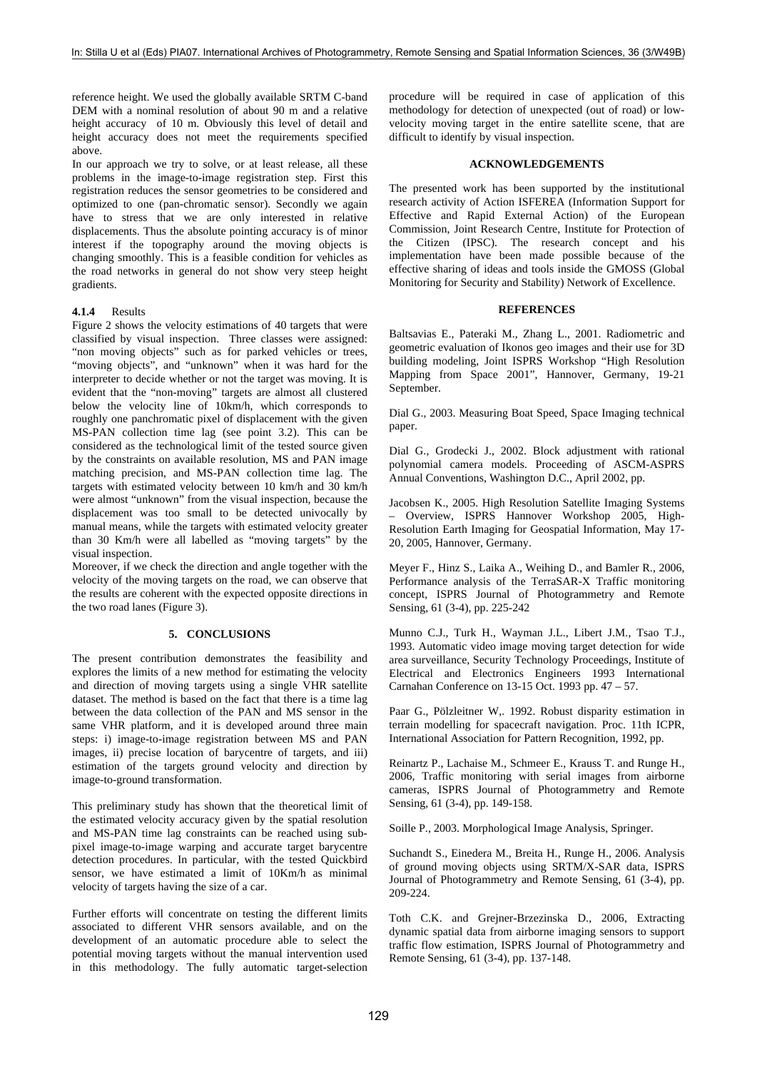reference height. We used the globally available SRTM C-band DEM with a nominal resolution of about 90 m and a relative height accuracy of 10 m. Obviously this level of detail and height accuracy does not meet the requirements specified above.

In our approach we try to solve, or at least release, all these problems in the image-to-image registration step. First this registration reduces the sensor geometries to be considered and optimized to one (pan-chromatic sensor). Secondly we again have to stress that we are only interested in relative displacements. Thus the absolute pointing accuracy is of minor interest if the topography around the moving objects is changing smoothly. This is a feasible condition for vehicles as the road networks in general do not show very steep height gradients.

#### 4.1.4 Results

Figure 2 shows the velocity estimations of 40 targets that were classified by visual inspection. Three classes were assigned: "non moving objects" such as for parked vehicles or trees, "moving objects", and "unknown" when it was hard for the interpreter to decide whether or not the target was moving. It is evident that the "non-moving" targets are almost all clustered below the velocity line of 10km/h, which corresponds to roughly one panchromatic pixel of displacement with the given MS-PAN collection time lag (see point 3.2). This can be considered as the technological limit of the tested source given by the constraints on available resolution, MS and PAN image matching precision, and MS-PAN collection time lag. The targets with estimated velocity between 10 km/h and 30 km/h were almost "unknown" from the visual inspection, because the displacement was too small to be detected univocally by manual means, while the targets with estimated velocity greater than 30 Km/h were all labelled as "moving targets" by the visual inspection.

Moreover, if we check the direction and angle together with the velocity of the moving targets on the road, we can observe that the results are coherent with the expected opposite directions in the two road lanes (Figure 3).

## 5. CONCLUSIONS

The present contribution demonstrates the feasibility and explores the limits of a new method for estimating the velocity and direction of moving targets using a single VHR satellite dataset. The method is based on the fact that there is a time lag between the data collection of the PAN and MS sensor in the same VHR platform, and it is developed around three main steps: i) image-to-image registration between MS and PAN images, ii) precise location of barycentre of targets, and iii) estimation of the targets ground velocity and direction by image-to-ground transformation.

This preliminary study has shown that the theoretical limit of the estimated velocity accuracy given by the spatial resolution and MS-PAN time lag constraints can be reached using sub-pixel image-to-image warping and accurate target barycentre detection procedures. In particular, with the tested Quickbird sensor, we have estimated a limit of 10Km/h as minimal velocity of targets having the size of a car.

Further efforts will concentrate on testing the different limits associated to different VHR sensors available, and on the development of an automatic procedure able to select the potential moving targets without the manual intervention used in this methodology. The fully automatic target-selection procedure will be required in case of application of this methodology for detection of unexpected (out of road) or low-velocity moving target in the entire satellite scene, that are difficult to identify by visual inspection.

## ACKNOWLEDGEMENTS

The presented work has been supported by the institutional research activity of Action ISFEREA (Information Support for Effective and Rapid External Action) of the European Commission, Joint Research Centre, Institute for Protection of the Citizen (IPSC). The research concept and his implementation have been made possible because of the effective sharing of ideas and tools inside the GMOSS (Global Monitoring for Security and Stability) Network of Excellence.

## REFERENCES

Baltsavias E., Pateraki M., Zhang L., 2001. Radiometric and geometric evaluation of Ikonos geo images and their use for 3D building modeling, Joint ISPRS Workshop "High Resolution Mapping from Space 2001", Hannover, Germany, 19-21 September.

Dial G., 2003. Measuring Boat Speed, Space Imaging technical paper.

Dial G., Grodecki J., 2002. Block adjustment with rational polynomial camera models. Proceeding of ASCM-ASPRS Annual Conventions, Washington D.C., April 2002, pp.

Jacobsen K., 2005. High Resolution Satellite Imaging Systems – Overview, ISPRS Hannover Workshop 2005, High-Resolution Earth Imaging for Geospatial Information, May 17-20, 2005, Hannover, Germany.

Meyer F., Hinz S., Laika A., Weihing D., and Bamler R., 2006, Performance analysis of the TerraSAR-X Traffic monitoring concept, ISPRS Journal of Photogrammetry and Remote Sensing, 61 (3-4), pp. 225-242

Munno C.J., Turk H., Wayman J.L., Libert J.M., Tsao T.J., 1993. Automatic video image moving target detection for wide area surveillance, Security Technology Proceedings, Institute of Electrical and Electronics Engineers 1993 International Carnahan Conference on 13-15 Oct. 1993 pp. 47 – 57.

Paar G., Pölzleitner W,. 1992. Robust disparity estimation in terrain modelling for spacecraft navigation. Proc. 11th ICPR, International Association for Pattern Recognition, 1992, pp.

Reinartz P., Lachaise M., Schmeer E., Krauss T. and Runge H., 2006, Traffic monitoring with serial images from airborne cameras, ISPRS Journal of Photogrammetry and Remote Sensing, 61 (3-4), pp. 149-158.

Soille P., 2003. Morphological Image Analysis, Springer.

Suchandt S., Einedera M., Breita H., Runge H., 2006. Analysis of ground moving objects using SRTM/X-SAR data, ISPRS Journal of Photogrammetry and Remote Sensing, 61 (3-4), pp. 209-224.

Toth C.K. and Grejner-Brzezinska D., 2006, Extracting dynamic spatial data from airborne imaging sensors to support traffic flow estimation, ISPRS Journal of Photogrammetry and Remote Sensing, 61 (3-4), pp. 137-148.